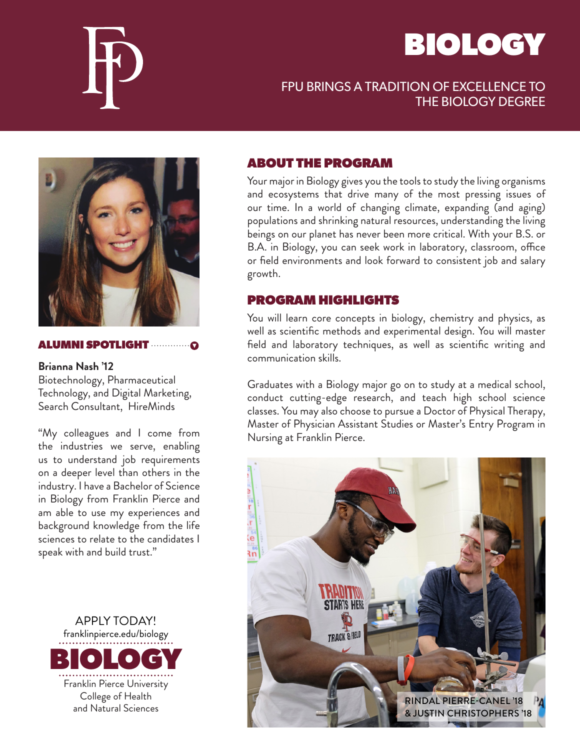# BIOLOGY

FPU BRINGS A TRADITION OF EXCELLENCE TO THE BIOLOGY DEGREE

## ABOUT THE PROGRAM

Your major in Biology gives you the tools to study the living organisms and ecosystems that drive many of the most pressing issues of our time. In a world of changing climate, expanding (and aging) populations and shrinking natural resources, understanding the living beings on our planet has never been more critical. With your B.S. or B.A. in Biology, you can seek work in laboratory, classroom, office or field environments and look forward to consistent job and salary growth.

## PROGRAM HIGHLIGHTS

You will learn core concepts in biology, chemistry and physics, as well as scientific methods and experimental design. You will master field and laboratory techniques, as well as scientific writing and communication skills.

Graduates with a Biology major go on to study at a medical school, conduct cutting-edge research, and teach high school science classes. You may also choose to pursue a Doctor of Physical Therapy, Master of Physician Assistant Studies or Master's Entry Program in Nursing at Franklin Pierce.

RINDAL PIERRE-CANEL '18 & JUSTIN CHRISTOPHERS '18

## ALUMNI SPOTLIGHT

**Brianna Nash '12**
Biotechnology, Pharmaceutical Technology, and Digital Marketing, Search Consultant, HireMinds

"My colleagues and I come from the industries we serve, enabling us to understand job requirements on a deeper level than others in the industry. I have a Bachelor of Science in Biology from Franklin Pierce and am able to use my experiences and background knowledge from the life sciences to relate to the candidates I speak with and build trust."

APPLY TODAY!
franklinpierce.edu/biology

**BIOLOGY**

Franklin Pierce University
College of Health and Natural Sciences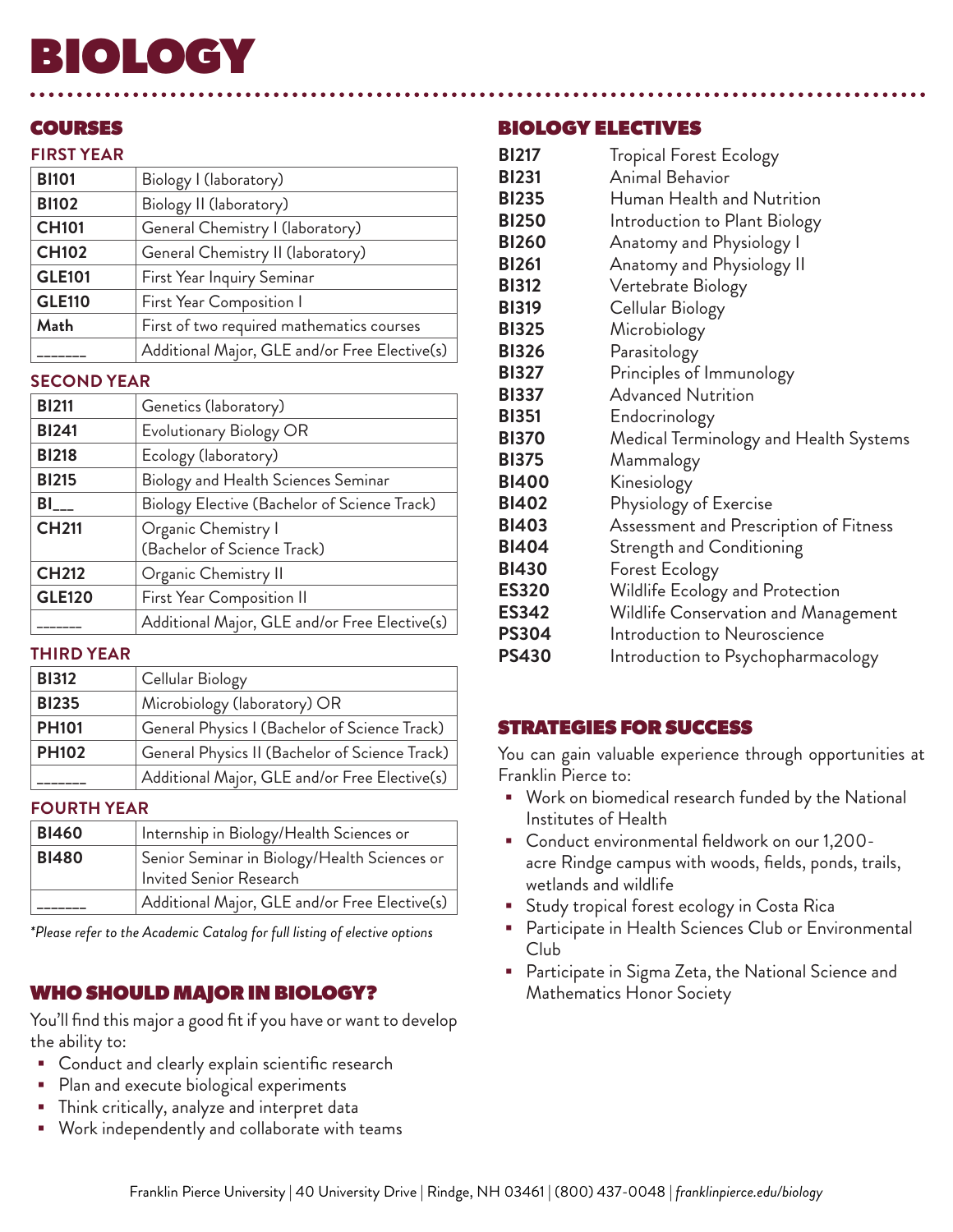# BIOLOGY

## COURSES

### FIRST YEAR

| | |
|---|---|
| **BI101** | Biology I (laboratory) |
| **BI102** | Biology II (laboratory) |
| **CH101** | General Chemistry I (laboratory) |
| **CH102** | General Chemistry II (laboratory) |
| **GLE101** | First Year Inquiry Seminar |
| **GLE110** | First Year Composition I |
| **Math** | First of two required mathematics courses |
| _______ | Additional Major, GLE and/or Free Elective(s) |

### SECOND YEAR

| | |
|---|---|
| **BI211** | Genetics (laboratory) |
| **BI241** | Evolutionary Biology OR |
| **BI218** | Ecology (laboratory) |
| **BI215** | Biology and Health Sciences Seminar |
| **BI___** | Biology Elective (Bachelor of Science Track) |
| **CH211** | Organic Chemistry I (Bachelor of Science Track) |
| **CH212** | Organic Chemistry II |
| **GLE120** | First Year Composition II |
| _______ | Additional Major, GLE and/or Free Elective(s) |

### THIRD YEAR

| | |
|---|---|
| **BI312** | Cellular Biology |
| **BI235** | Microbiology (laboratory) OR |
| **PH101** | General Physics I (Bachelor of Science Track) |
| **PH102** | General Physics II (Bachelor of Science Track) |
| _______ | Additional Major, GLE and/or Free Elective(s) |

### FOURTH YEAR

| | |
|---|---|
| **BI460** | Internship in Biology/Health Sciences or |
| **BI480** | Senior Seminar in Biology/Health Sciences or Invited Senior Research |
| _______ | Additional Major, GLE and/or Free Elective(s) |

*\*Please refer to the Academic Catalog for full listing of elective options*

## WHO SHOULD MAJOR IN BIOLOGY?

You'll find this major a good fit if you have or want to develop the ability to:

- Conduct and clearly explain scientific research
- Plan and execute biological experiments
- Think critically, analyze and interpret data
- Work independently and collaborate with teams

## BIOLOGY ELECTIVES

| | |
|---|---|
| **BI217** | Tropical Forest Ecology |
| **BI231** | Animal Behavior |
| **BI235** | Human Health and Nutrition |
| **BI250** | Introduction to Plant Biology |
| **BI260** | Anatomy and Physiology I |
| **BI261** | Anatomy and Physiology II |
| **BI312** | Vertebrate Biology |
| **BI319** | Cellular Biology |
| **BI325** | Microbiology |
| **BI326** | Parasitology |
| **BI327** | Principles of Immunology |
| **BI337** | Advanced Nutrition |
| **BI351** | Endocrinology |
| **BI370** | Medical Terminology and Health Systems |
| **BI375** | Mammalogy |
| **BI400** | Kinesiology |
| **BI402** | Physiology of Exercise |
| **BI403** | Assessment and Prescription of Fitness |
| **BI404** | Strength and Conditioning |
| **BI430** | Forest Ecology |
| **ES320** | Wildlife Ecology and Protection |
| **ES342** | Wildlife Conservation and Management |
| **PS304** | Introduction to Neuroscience |
| **PS430** | Introduction to Psychopharmacology |

## STRATEGIES FOR SUCCESS

You can gain valuable experience through opportunities at Franklin Pierce to:

- Work on biomedical research funded by the National Institutes of Health
- Conduct environmental fieldwork on our 1,200-acre Rindge campus with woods, fields, ponds, trails, wetlands and wildlife
- Study tropical forest ecology in Costa Rica
- Participate in Health Sciences Club or Environmental Club
- Participate in Sigma Zeta, the National Science and Mathematics Honor Society

Franklin Pierce University | 40 University Drive | Rindge, NH 03461 | (800) 437-0048 | *franklinpierce.edu/biology*